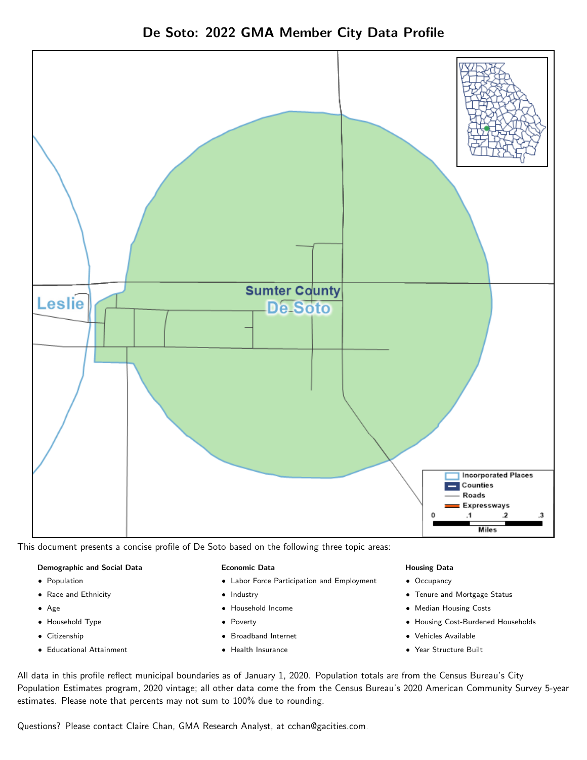# De Soto: 2022 GMA Member City Data Profile

Leslie

Sumter County

De Soto

Incorporated Places

Counties

Roads

Expressways

0 .1 .2 .3

Miles

This document presents a concise profile of De Soto based on the following three topic areas:

**Demographic and Social Data**

- Population
- Race and Ethnicity
- Age
- Household Type
- Citizenship
- Educational Attainment

**Economic Data**

- Labor Force Participation and Employment
- Industry
- Household Income
- Poverty
- Broadband Internet
- Health Insurance

**Housing Data**

- Occupancy
- Tenure and Mortgage Status
- Median Housing Costs
- Housing Cost-Burdened Households
- Vehicles Available
- Year Structure Built

All data in this profile reflect municipal boundaries as of January 1, 2020. Population totals are from the Census Bureau's City Population Estimates program, 2020 vintage; all other data come the from the Census Bureau's 2020 American Community Survey 5-year estimates. Please note that percents may not sum to 100% due to rounding.

Questions? Please contact Claire Chan, GMA Research Analyst, at cchan@gacities.com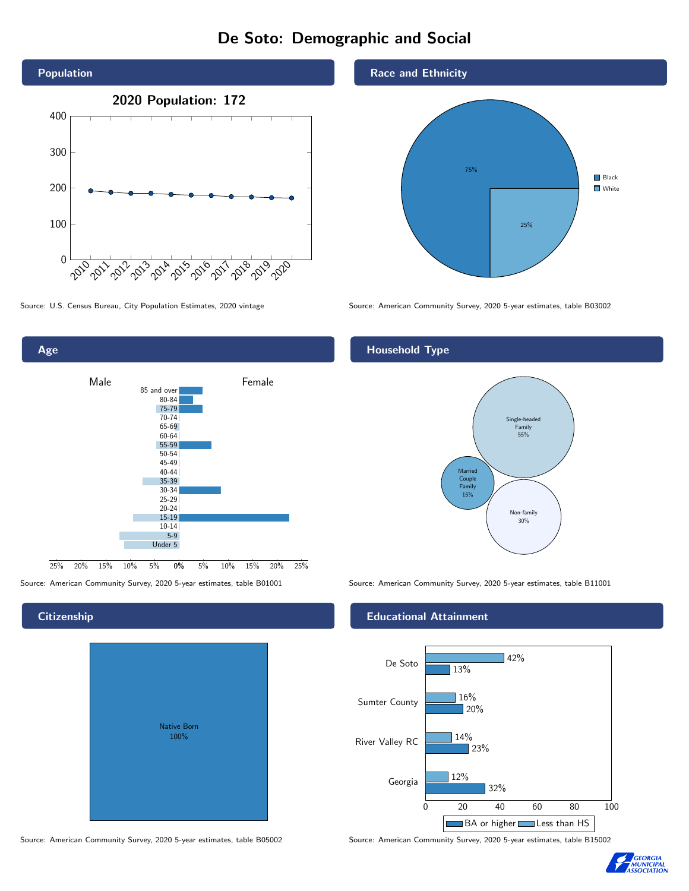# De Soto: Demographic and Social

## Population

2020 Population: 172

400
300
200
100
0

2010 2011 2012 2013 2014 2015 2016 2017 2018 2019 2020

Source: U.S. Census Bureau, City Population Estimates, 2020 vintage

## Race and Ethnicity

75%
25%

Black
White

Source: American Community Survey, 2020 5-year estimates, table B03002

## Age

Male
Female

85 and over
80-84
75-79
70-74
65-69
60-64
55-59
50-54
45-49
40-44
35-39
30-34
25-29
20-24
15-19
10-14
5-9
Under 5

25% 20% 15% 10% 5% 0% 5% 10% 15% 20% 25%

Source: American Community Survey, 2020 5-year estimates, table B01001

## Household Type

Single-headed Family 55%
Married Couple Family 15%
Non-family 30%

Source: American Community Survey, 2020 5-year estimates, table B11001

## Citizenship

Native Born 100%

Source: American Community Survey, 2020 5-year estimates, table B05002

## Educational Attainment

De Soto 42% 13%
Sumter County 16% 20%
River Valley RC 14% 23%
Georgia 12% 32%

0 20 40 60 80 100

BA or higher
Less than HS

Source: American Community Survey, 2020 5-year estimates, table B15002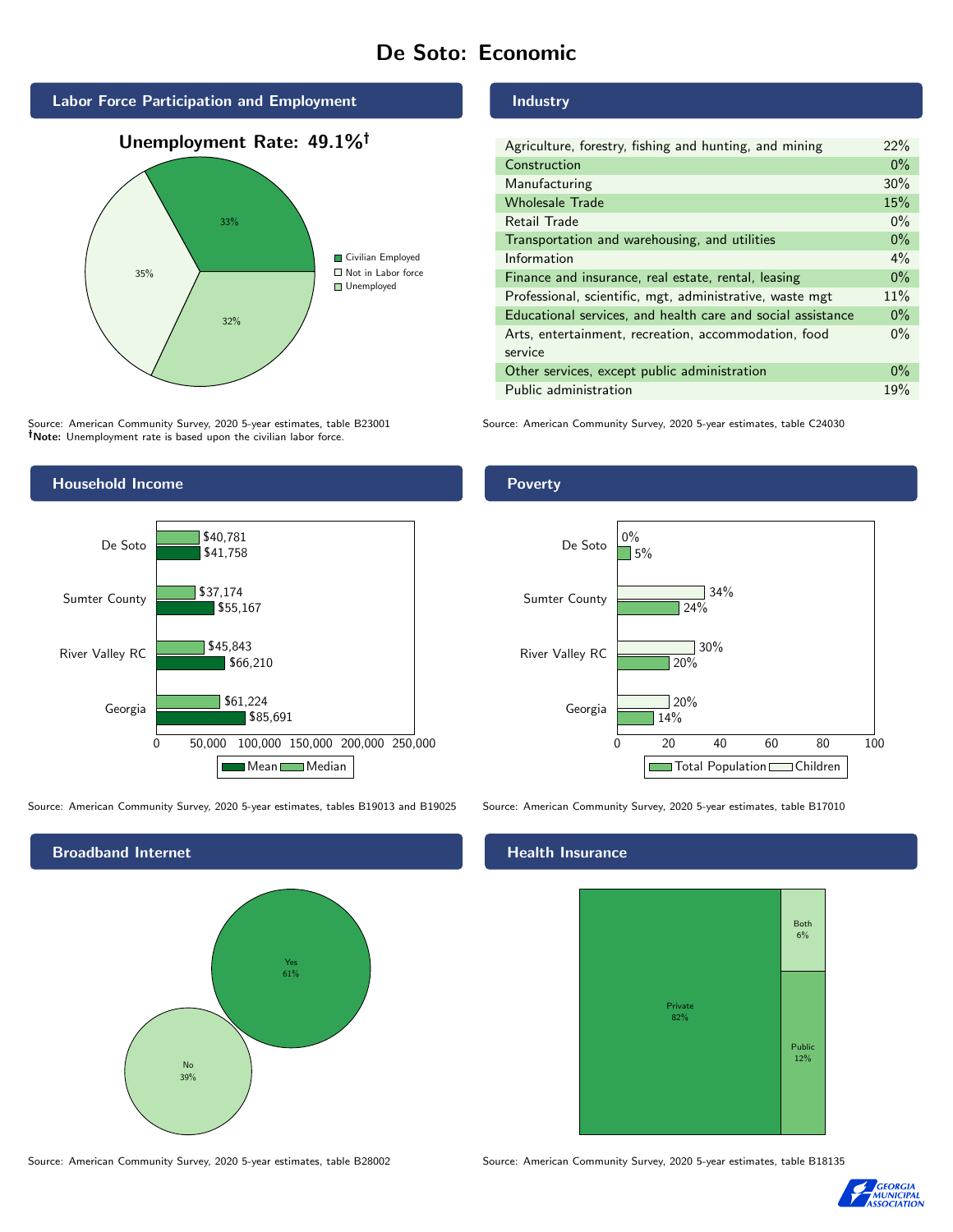# De Soto: Economic

## Labor Force Participation and Employment

**Unemployment Rate: 49.1%†**

33%
35%
32%

Civilian Employed
Not in Labor force
Unemployed

Source: American Community Survey, 2020 5-year estimates, table B23001
**†Note:** Unemployment rate is based upon the civilian labor force.

## Industry

| | |
|---|---|
| Agriculture, forestry, fishing and hunting, and mining | 22% |
| Construction | 0% |
| Manufacturing | 30% |
| Wholesale Trade | 15% |
| Retail Trade | 0% |
| Transportation and warehousing, and utilities | 0% |
| Information | 4% |
| Finance and insurance, real estate, rental, leasing | 0% |
| Professional, scientific, mgt, administrative, waste mgt | 11% |
| Educational services, and health care and social assistance | 0% |
| Arts, entertainment, recreation, accommodation, food service | 0% |
| Other services, except public administration | 0% |
| Public administration | 19% |

Source: American Community Survey, 2020 5-year estimates, table C24030

## Household Income

De Soto
$40,781
$41,758

Sumter County
$37,174
$55,167

River Valley RC
$45,843
$66,210

Georgia
$61,224
$85,691

0 50,000 100,000 150,000 200,000 250,000

Mean Median

Source: American Community Survey, 2020 5-year estimates, tables B19013 and B19025

## Poverty

De Soto
0%
5%

Sumter County
34%
24%

River Valley RC
30%
20%

Georgia
20%
14%

0 20 40 60 80 100

Total Population Children

Source: American Community Survey, 2020 5-year estimates, table B17010

## Broadband Internet

Yes
61%

No
39%

Source: American Community Survey, 2020 5-year estimates, table B28002

## Health Insurance

Private
82%

Both
6%

Public
12%

Source: American Community Survey, 2020 5-year estimates, table B18135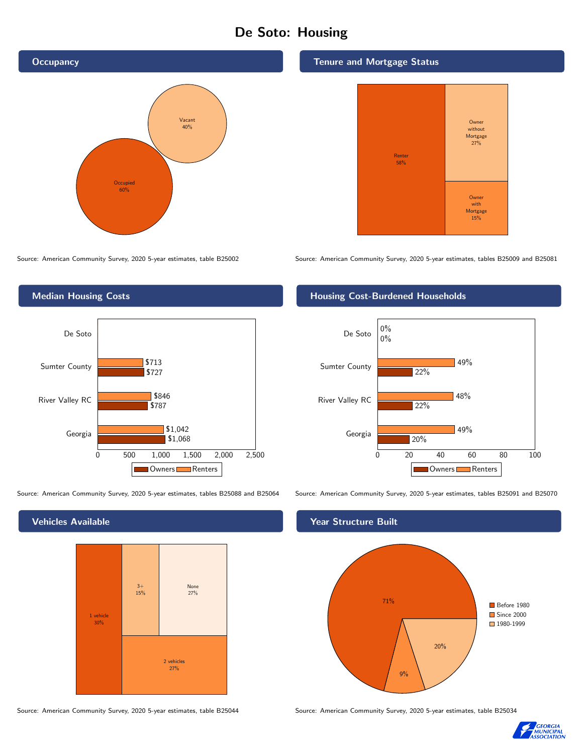# De Soto: Housing

## Occupancy

Vacant
40%

Occupied
60%

Source: American Community Survey, 2020 5-year estimates, table B25002

## Tenure and Mortgage Status

Renter
58%

Owner
without
Mortgage
27%

Owner
with
Mortgage
15%

Source: American Community Survey, 2020 5-year estimates, tables B25009 and B25081

## Median Housing Costs

De Soto

Sumter County
$713
$727

River Valley RC
$846
$787

Georgia
$1,042
$1,068

0 500 1,000 1,500 2,000 2,500

Owners Renters

Source: American Community Survey, 2020 5-year estimates, tables B25088 and B25064

## Housing Cost-Burdened Households

De Soto
0%
0%

Sumter County
49%
22%

River Valley RC
48%
22%

Georgia
49%
20%

0 20 40 60 80 100

Owners Renters

Source: American Community Survey, 2020 5-year estimates, tables B25091 and B25070

## Vehicles Available

1 vehicle
30%

3+
15%

None
27%

2 vehicles
27%

Source: American Community Survey, 2020 5-year estimates, table B25044

## Year Structure Built

71%

9%

20%

Before 1980
Since 2000
1980-1999

Source: American Community Survey, 2020 5-year estimates, table B25034

GEORGIA MUNICIPAL ASSOCIATION